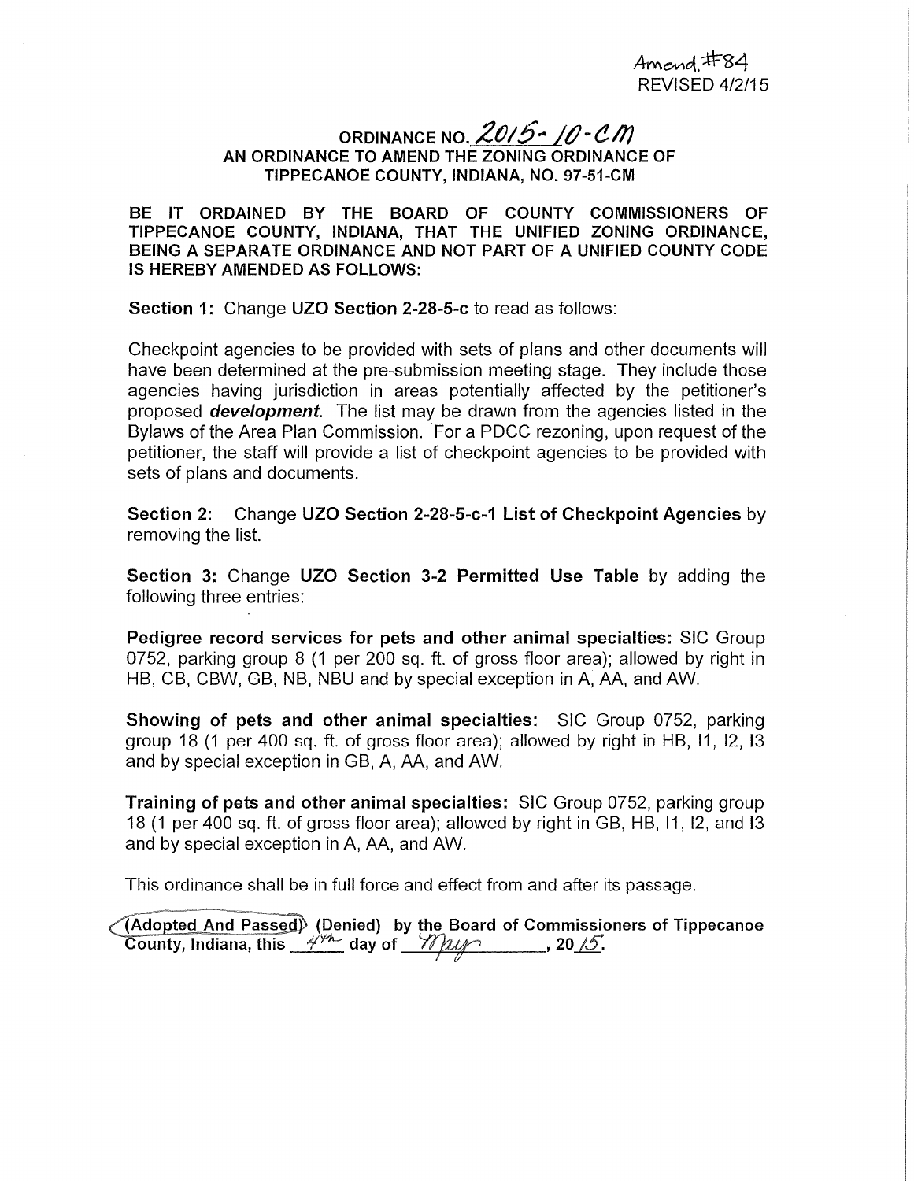Amend. #84
REVISED 4/2/15

# ORDINANCE NO. 2015-10-CM

## AN ORDINANCE TO AMEND THE ZONING ORDINANCE OF TIPPECANOE COUNTY, INDIANA, NO. 97-51-CM

**BE IT ORDAINED BY THE BOARD OF COUNTY COMMISSIONERS OF TIPPECANOE COUNTY, INDIANA, THAT THE UNIFIED ZONING ORDINANCE, BEING A SEPARATE ORDINANCE AND NOT PART OF A UNIFIED COUNTY CODE IS HEREBY AMENDED AS FOLLOWS:**

**Section 1:** Change **UZO Section 2-28-5-c** to read as follows:

Checkpoint agencies to be provided with sets of plans and other documents will have been determined at the pre-submission meeting stage. They include those agencies having jurisdiction in areas potentially affected by the petitioner's proposed ***development***. The list may be drawn from the agencies listed in the Bylaws of the Area Plan Commission. For a PDCC rezoning, upon request of the petitioner, the staff will provide a list of checkpoint agencies to be provided with sets of plans and documents.

**Section 2:** Change **UZO Section 2-28-5-c-1 List of Checkpoint Agencies** by removing the list.

**Section 3:** Change **UZO Section 3-2 Permitted Use Table** by adding the following three entries:

**Pedigree record services for pets and other animal specialties:** SIC Group 0752, parking group 8 (1 per 200 sq. ft. of gross floor area); allowed by right in HB, CB, CBW, GB, NB, NBU and by special exception in A, AA, and AW.

**Showing of pets and other animal specialties:** SIC Group 0752, parking group 18 (1 per 400 sq. ft. of gross floor area); allowed by right in HB, I1, I2, I3 and by special exception in GB, A, AA, and AW.

**Training of pets and other animal specialties:** SIC Group 0752, parking group 18 (1 per 400 sq. ft. of gross floor area); allowed by right in GB, HB, I1, I2, and I3 and by special exception in A, AA, and AW.

This ordinance shall be in full force and effect from and after its passage.

**(Adopted And Passed) (Denied) by the Board of Commissioners of Tippecanoe County, Indiana, this 4th day of May, 2015.**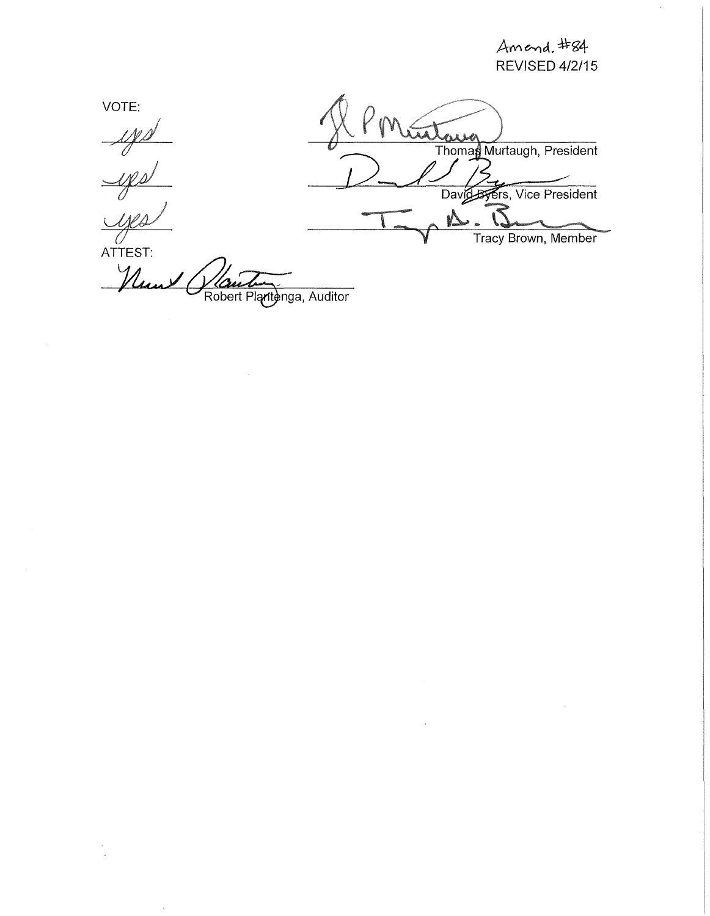Amend. #84
REVISED 4/2/15

VOTE:

| | |
|---|---|
| yes | Thomas Murtaugh, President |
| yes | David Byers, Vice President |
| yes | Tracy Brown, Member |

ATTEST:

Robert Plantenga, Auditor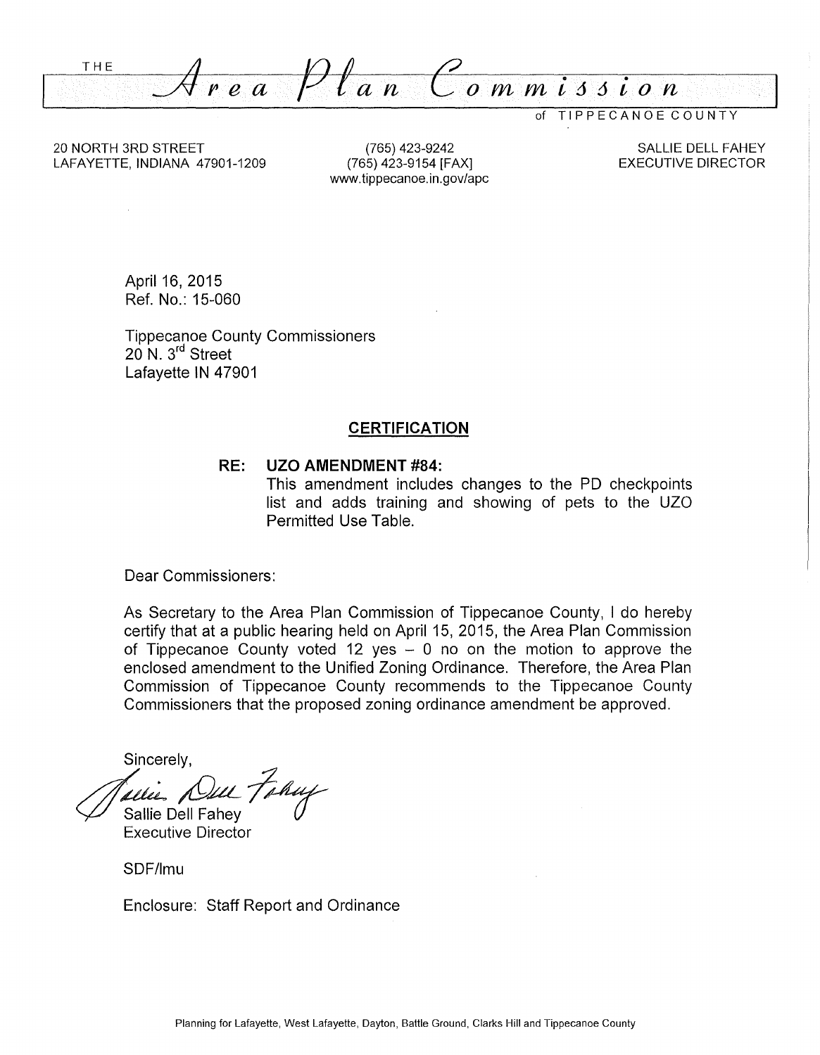# THE Area Plan Commission

of TIPPECANOE COUNTY

20 NORTH 3RD STREET
LAFAYETTE, INDIANA 47901-1209

(765) 423-9242
(765) 423-9154 [FAX]
www.tippecanoe.in.gov/apc

SALLIE DELL FAHEY
EXECUTIVE DIRECTOR

April 16, 2015
Ref. No.: 15-060

Tippecanoe County Commissioners
20 N. 3rd Street
Lafayette IN 47901

## CERTIFICATION

**RE: UZO AMENDMENT #84:**
This amendment includes changes to the PD checkpoints list and adds training and showing of pets to the UZO Permitted Use Table.

Dear Commissioners:

As Secretary to the Area Plan Commission of Tippecanoe County, I do hereby certify that at a public hearing held on April 15, 2015, the Area Plan Commission of Tippecanoe County voted 12 yes – 0 no on the motion to approve the enclosed amendment to the Unified Zoning Ordinance. Therefore, the Area Plan Commission of Tippecanoe County recommends to the Tippecanoe County Commissioners that the proposed zoning ordinance amendment be approved.

Sincerely,

Sallie Dell Fahey
Executive Director

SDF/lmu

Enclosure: Staff Report and Ordinance

Planning for Lafayette, West Lafayette, Dayton, Battle Ground, Clarks Hill and Tippecanoe County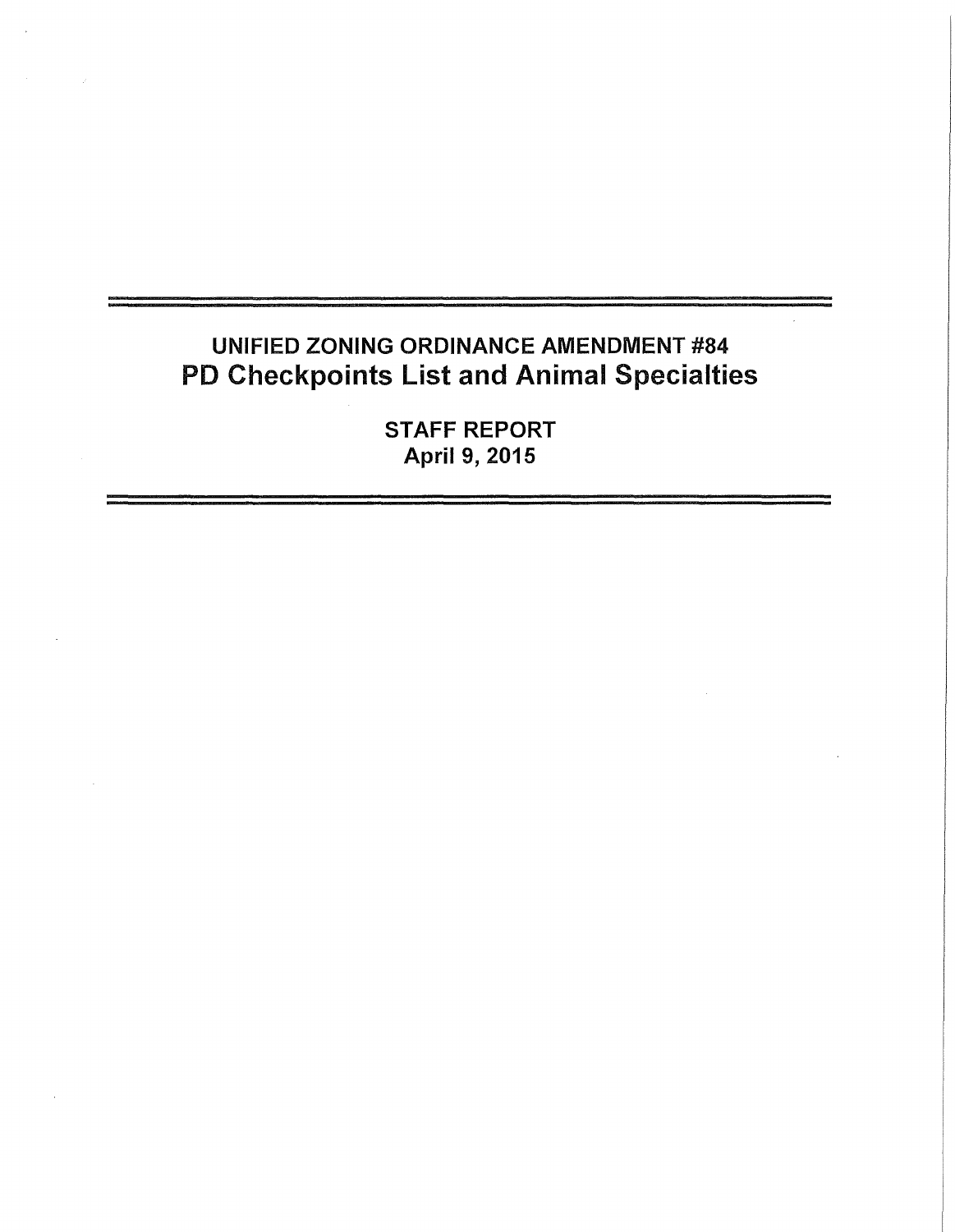# UNIFIED ZONING ORDINANCE AMENDMENT #84

## PD Checkpoints List and Animal Specialties

**STAFF REPORT**
**April 9, 2015**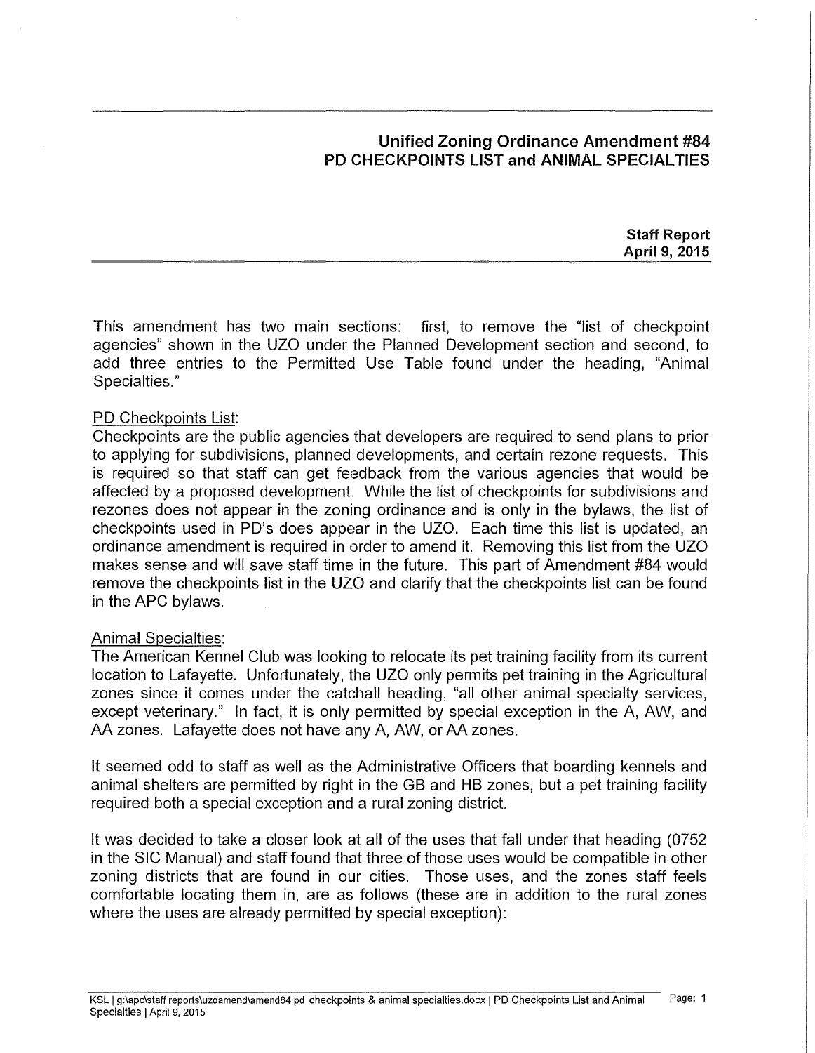## Unified Zoning Ordinance Amendment #84
## PD CHECKPOINTS LIST and ANIMAL SPECIALTIES

**Staff Report**
**April 9, 2015**

This amendment has two main sections: first, to remove the "list of checkpoint agencies" shown in the UZO under the Planned Development section and second, to add three entries to the Permitted Use Table found under the heading, "Animal Specialties."

PD Checkpoints List:

Checkpoints are the public agencies that developers are required to send plans to prior to applying for subdivisions, planned developments, and certain rezone requests. This is required so that staff can get feedback from the various agencies that would be affected by a proposed development. While the list of checkpoints for subdivisions and rezones does not appear in the zoning ordinance and is only in the bylaws, the list of checkpoints used in PD's does appear in the UZO. Each time this list is updated, an ordinance amendment is required in order to amend it. Removing this list from the UZO makes sense and will save staff time in the future. This part of Amendment #84 would remove the checkpoints list in the UZO and clarify that the checkpoints list can be found in the APC bylaws.

Animal Specialties:

The American Kennel Club was looking to relocate its pet training facility from its current location to Lafayette. Unfortunately, the UZO only permits pet training in the Agricultural zones since it comes under the catchall heading, "all other animal specialty services, except veterinary." In fact, it is only permitted by special exception in the A, AW, and AA zones. Lafayette does not have any A, AW, or AA zones.

It seemed odd to staff as well as the Administrative Officers that boarding kennels and animal shelters are permitted by right in the GB and HB zones, but a pet training facility required both a special exception and a rural zoning district.

It was decided to take a closer look at all of the uses that fall under that heading (0752 in the SIC Manual) and staff found that three of those uses would be compatible in other zoning districts that are found in our cities. Those uses, and the zones staff feels comfortable locating them in, are as follows (these are in addition to the rural zones where the uses are already permitted by special exception):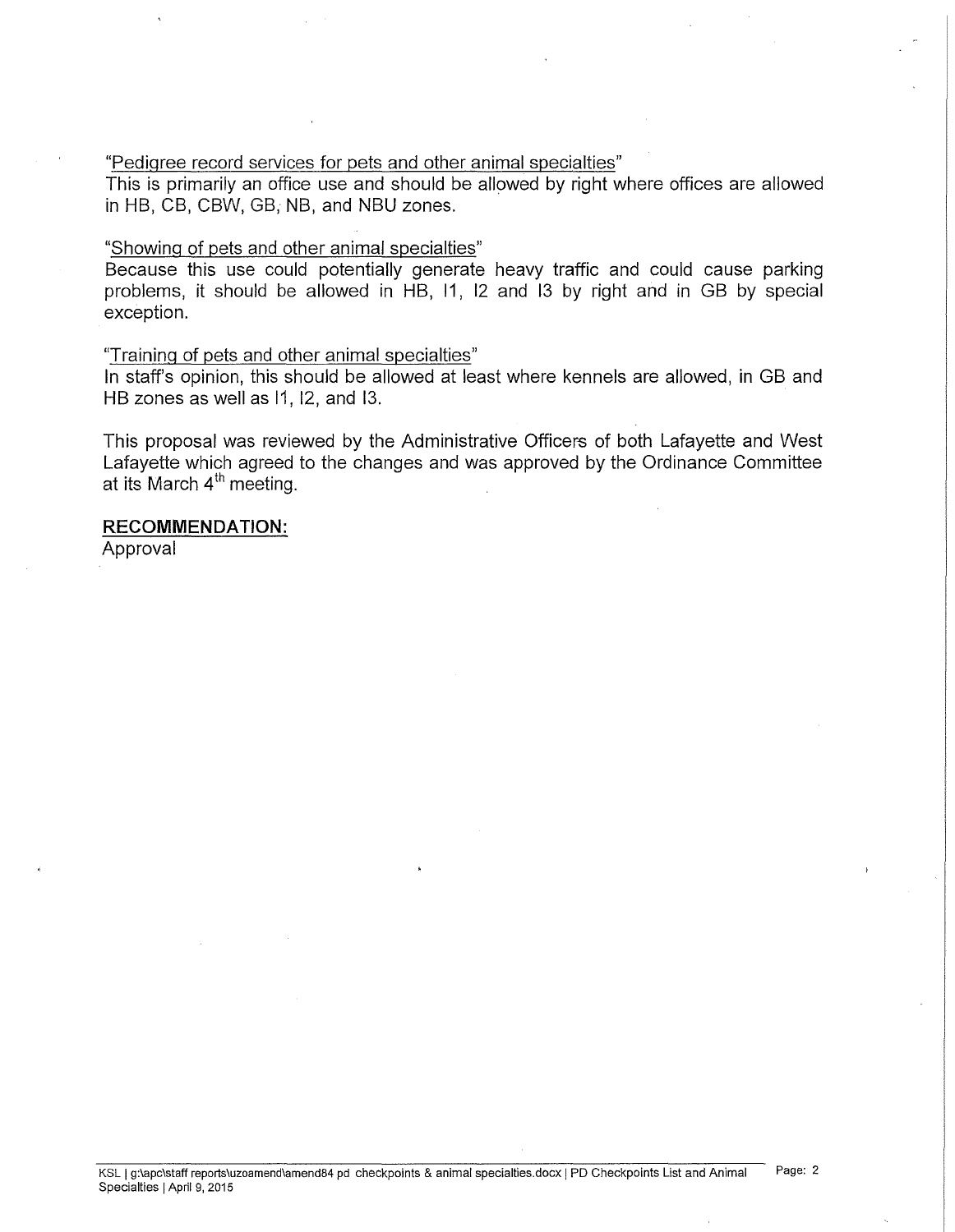"Pedigree record services for pets and other animal specialties"

This is primarily an office use and should be allowed by right where offices are allowed in HB, CB, CBW, GB, NB, and NBU zones.

"Showing of pets and other animal specialties"

Because this use could potentially generate heavy traffic and could cause parking problems, it should be allowed in HB, I1, I2 and I3 by right and in GB by special exception.

"Training of pets and other animal specialties"

In staff's opinion, this should be allowed at least where kennels are allowed, in GB and HB zones as well as I1, I2, and I3.

This proposal was reviewed by the Administrative Officers of both Lafayette and West Lafayette which agreed to the changes and was approved by the Ordinance Committee at its March 4th meeting.

**RECOMMENDATION:**

Approval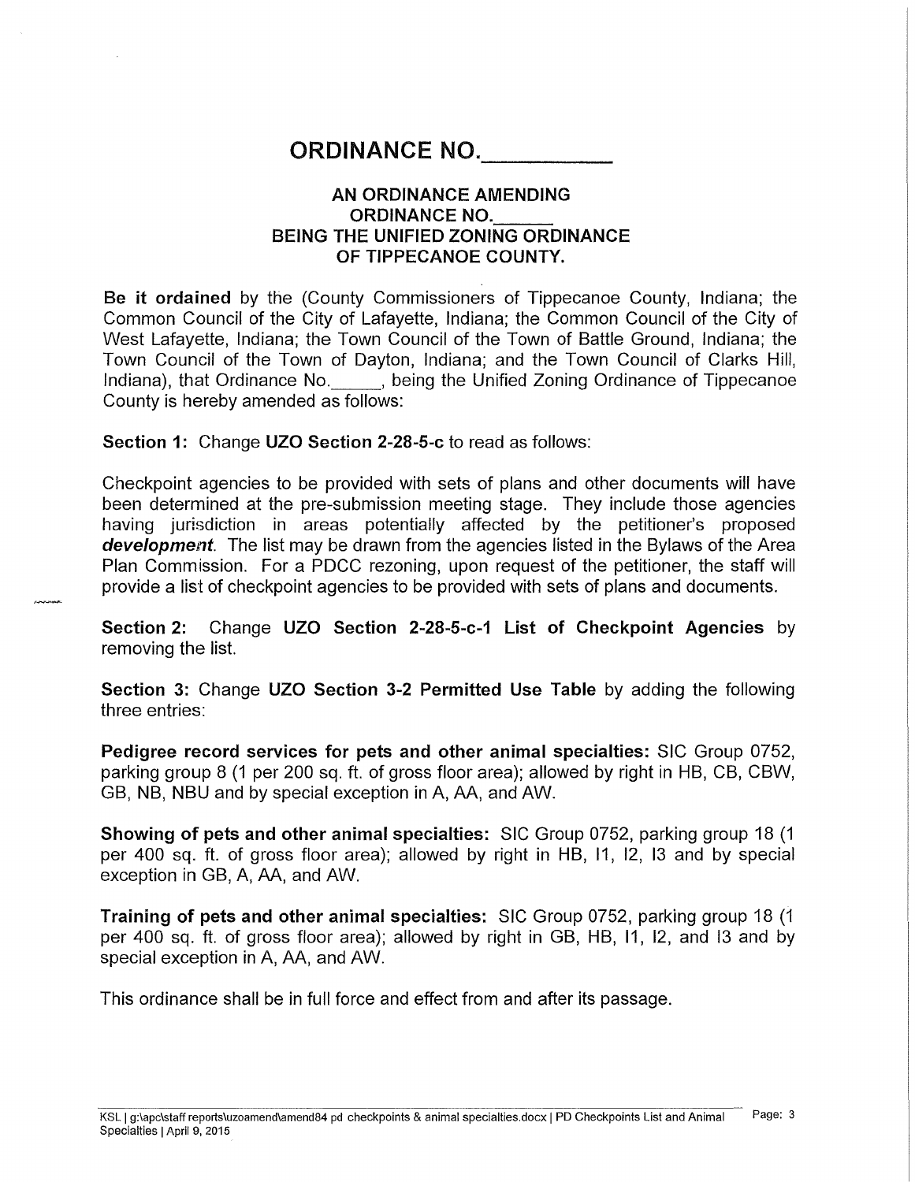# ORDINANCE NO.__________

### AN ORDINANCE AMENDING ORDINANCE NO.______ BEING THE UNIFIED ZONING ORDINANCE OF TIPPECANOE COUNTY.

**Be it ordained** by the (County Commissioners of Tippecanoe County, Indiana; the Common Council of the City of Lafayette, Indiana; the Common Council of the City of West Lafayette, Indiana; the Town Council of the Town of Battle Ground, Indiana; the Town Council of the Town of Dayton, Indiana; and the Town Council of Clarks Hill, Indiana), that Ordinance No.______, being the Unified Zoning Ordinance of Tippecanoe County is hereby amended as follows:

**Section 1:** Change **UZO Section 2-28-5-c** to read as follows:

Checkpoint agencies to be provided with sets of plans and other documents will have been determined at the pre-submission meeting stage. They include those agencies having jurisdiction in areas potentially affected by the petitioner's proposed ***development***. The list may be drawn from the agencies listed in the Bylaws of the Area Plan Commission. For a PDCC rezoning, upon request of the petitioner, the staff will provide a list of checkpoint agencies to be provided with sets of plans and documents.

**Section 2:** Change **UZO Section 2-28-5-c-1 List of Checkpoint Agencies** by removing the list.

**Section 3:** Change **UZO Section 3-2 Permitted Use Table** by adding the following three entries:

**Pedigree record services for pets and other animal specialties:** SIC Group 0752, parking group 8 (1 per 200 sq. ft. of gross floor area); allowed by right in HB, CB, CBW, GB, NB, NBU and by special exception in A, AA, and AW.

**Showing of pets and other animal specialties:** SIC Group 0752, parking group 18 (1 per 400 sq. ft. of gross floor area); allowed by right in HB, I1, I2, I3 and by special exception in GB, A, AA, and AW.

**Training of pets and other animal specialties:** SIC Group 0752, parking group 18 (1 per 400 sq. ft. of gross floor area); allowed by right in GB, HB, I1, I2, and I3 and by special exception in A, AA, and AW.

This ordinance shall be in full force and effect from and after its passage.